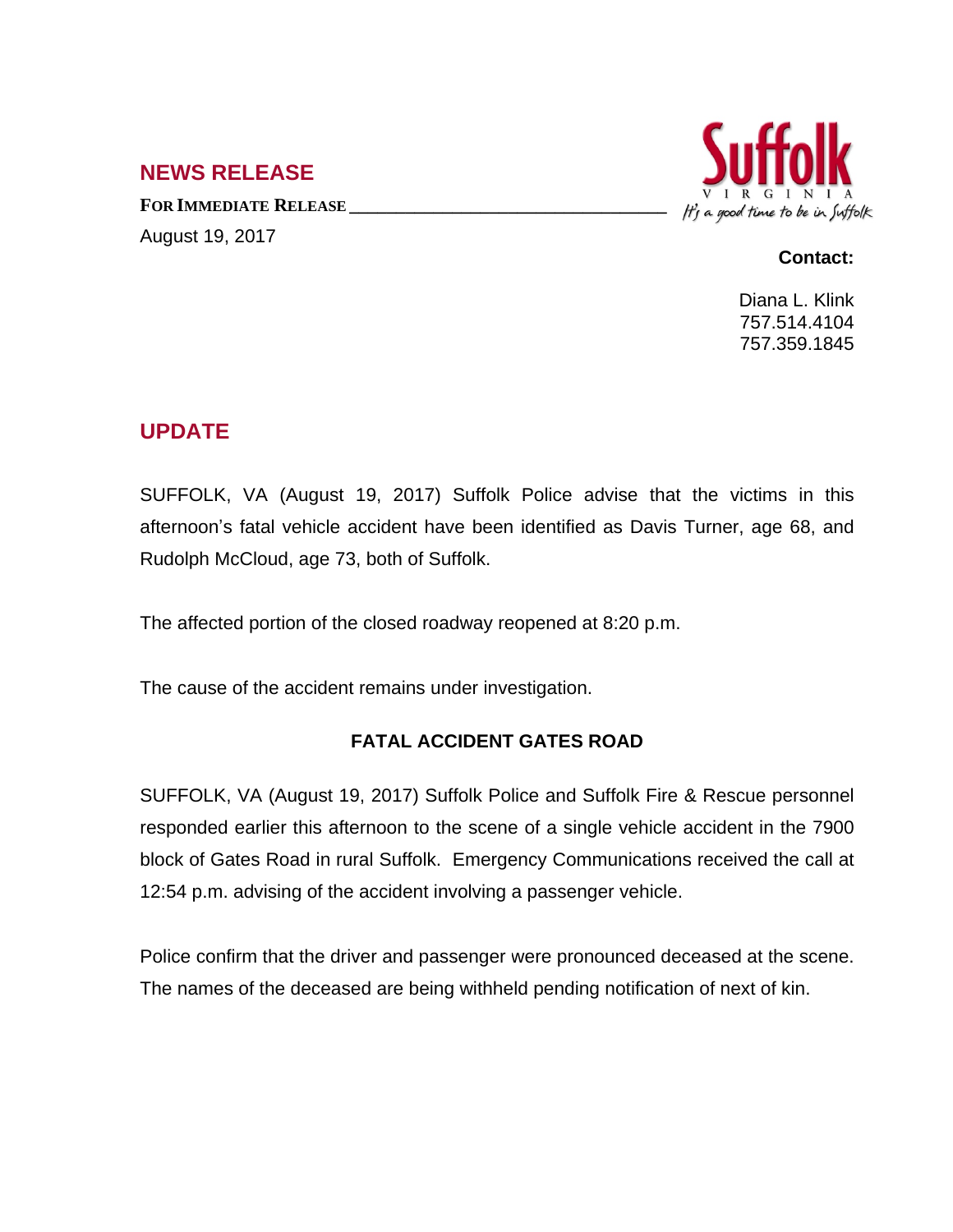## NEWS RELEASE

**FOR IMMEDIATE RELEASE**

August 19, 2017

Suffolk
VIRGINIA
*It's a good time to be in Suffolk*

**Contact:**

Diana L. Klink
757.514.4104
757.359.1845

## UPDATE

SUFFOLK, VA (August 19, 2017) Suffolk Police advise that the victims in this afternoon's fatal vehicle accident have been identified as Davis Turner, age 68, and Rudolph McCloud, age 73, both of Suffolk.

The affected portion of the closed roadway reopened at 8:20 p.m.

The cause of the accident remains under investigation.

### FATAL ACCIDENT GATES ROAD

SUFFOLK, VA (August 19, 2017) Suffolk Police and Suffolk Fire & Rescue personnel responded earlier this afternoon to the scene of a single vehicle accident in the 7900 block of Gates Road in rural Suffolk. Emergency Communications received the call at 12:54 p.m. advising of the accident involving a passenger vehicle.

Police confirm that the driver and passenger were pronounced deceased at the scene. The names of the deceased are being withheld pending notification of next of kin.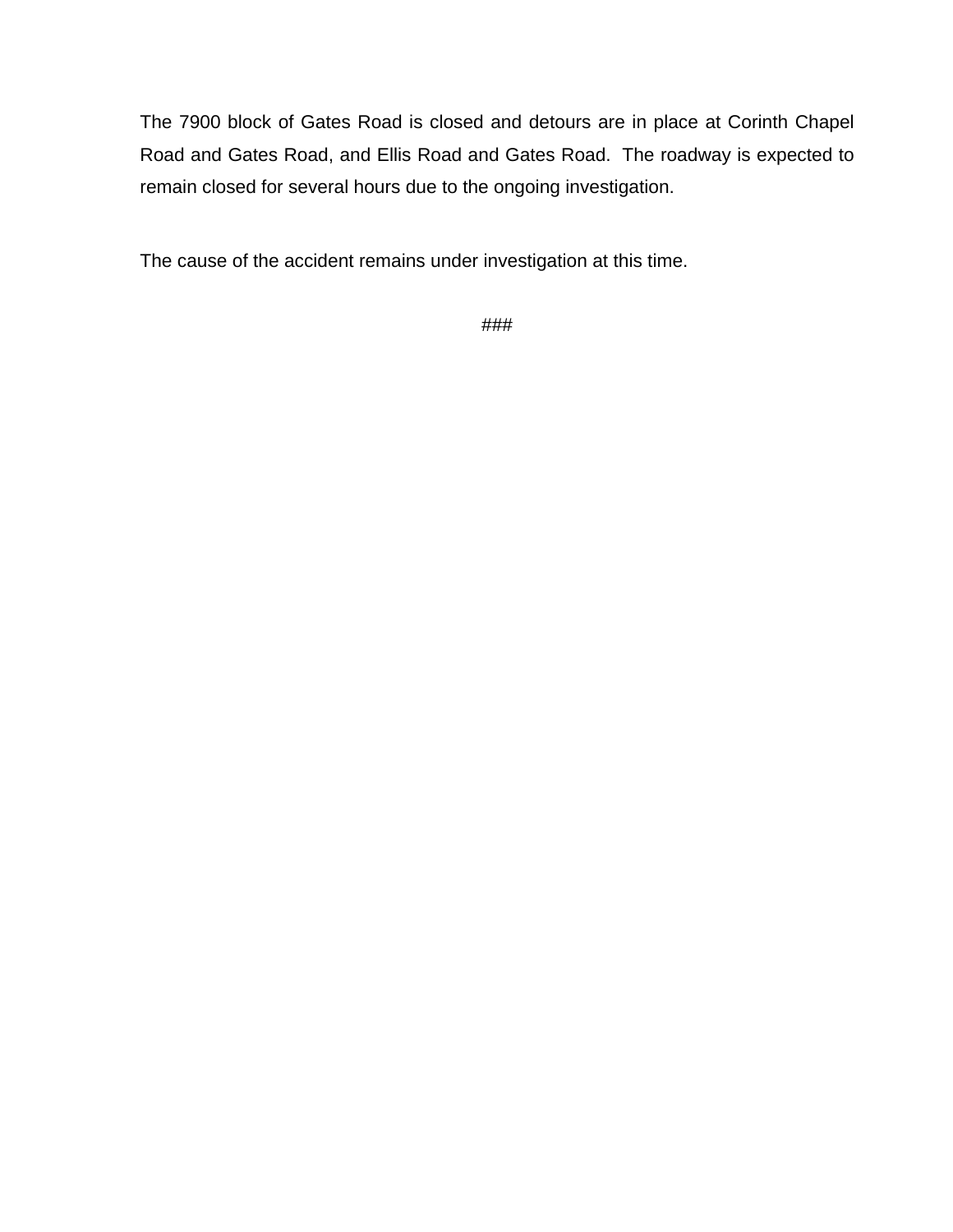The 7900 block of Gates Road is closed and detours are in place at Corinth Chapel Road and Gates Road, and Ellis Road and Gates Road. The roadway is expected to remain closed for several hours due to the ongoing investigation.

The cause of the accident remains under investigation at this time.

###